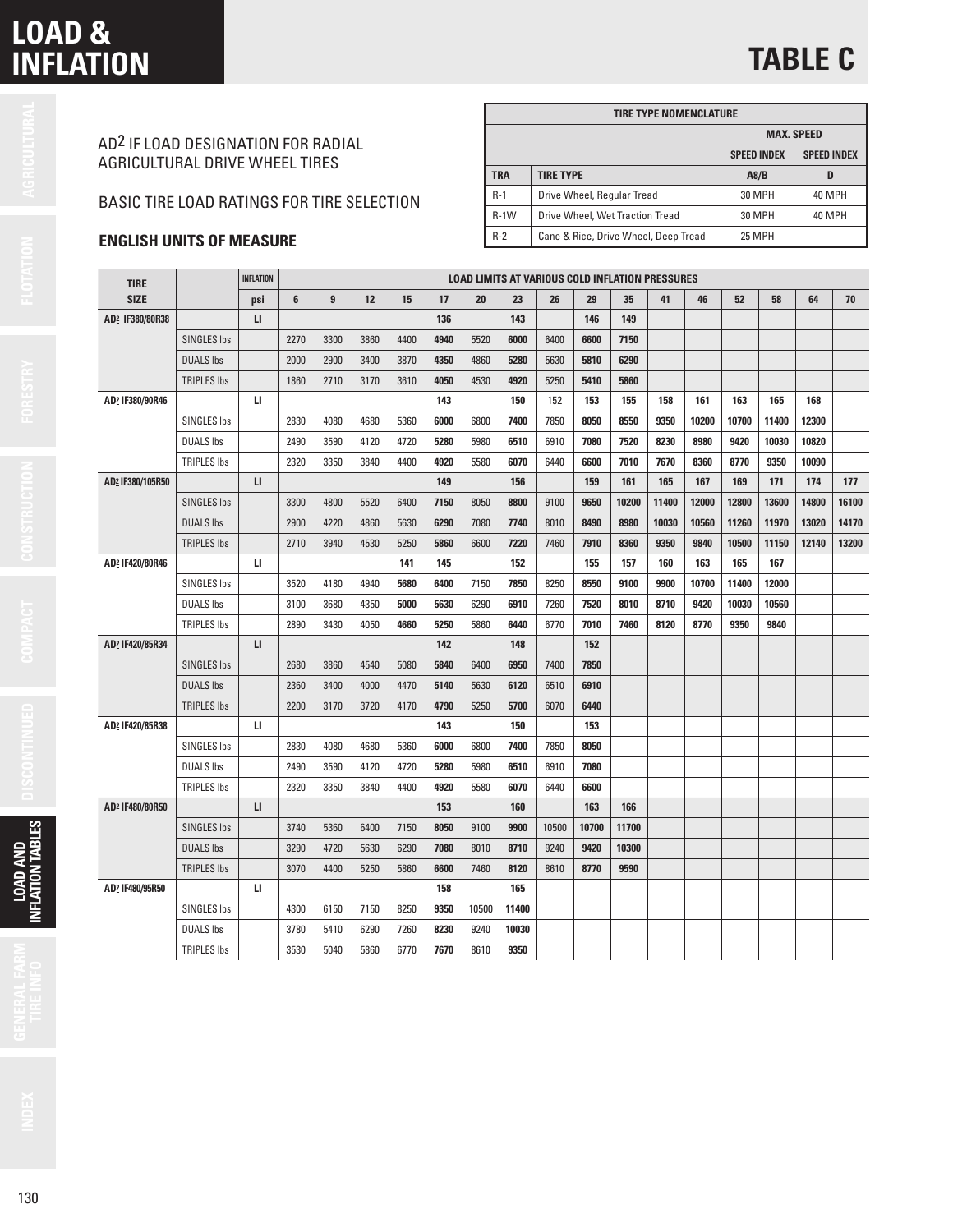# LOAD & INFLATION

# TABLE C

AD2 IF LOAD DESIGNATION FOR RADIAL AGRICULTURAL DRIVE WHEEL TIRES

BASIC TIRE LOAD RATINGS FOR TIRE SELECTION

**ENGLISH UNITS OF MEASURE**

| TIRE TYPE NOMENCLATURE | | MAX. SPEED | |
|---|---|---|---|
| | | SPEED INDEX | SPEED INDEX |
| TRA | TIRE TYPE | A8/B | D |
| R-1 | Drive Wheel, Regular Tread | 30 MPH | 40 MPH |
| R-1W | Drive Wheel, Wet Traction Tread | 30 MPH | 40 MPH |
| R-2 | Cane & Rice, Drive Wheel, Deep Tread | 25 MPH | — |

| TIRE SIZE | | INFLATION | LOAD LIMITS AT VARIOUS COLD INFLATION PRESSURES | | | | | | | | | | | | | | | |
|---|---|---|---|---|---|---|---|---|---|---|---|---|---|---|---|---|---|---|
| | | psi | 6 | 9 | 12 | 15 | 17 | 20 | 23 | 26 | 29 | 35 | 41 | 46 | 52 | 58 | 64 | 70 |
| AD2 IF380/80R38 | | LI | | | | | **136** | | **143** | | **146** | **149** | | | | | | |
| | SINGLES lbs | | 2270 | 3300 | 3860 | 4400 | **4940** | 5520 | **6000** | 6400 | **6600** | **7150** | | | | | | |
| | DUALS lbs | | 2000 | 2900 | 3400 | 3870 | **4350** | 4860 | **5280** | 5630 | **5810** | **6290** | | | | | | |
| | TRIPLES lbs | | 1860 | 2710 | 3170 | 3610 | **4050** | 4530 | **4920** | 5250 | **5410** | **5860** | | | | | | |
| AD2 IF380/90R46 | | LI | | | | | **143** | | **150** | 152 | **153** | **155** | **158** | **161** | **163** | **165** | **168** | |
| | SINGLES lbs | | 2830 | 4080 | 4680 | 5360 | **6000** | 6800 | **7400** | 7850 | **8050** | **8550** | **9350** | **10200** | **10700** | **11400** | **12300** | |
| | DUALS lbs | | 2490 | 3590 | 4120 | 4720 | **5280** | 5980 | **6510** | 6910 | **7080** | **7520** | **8230** | **8980** | **9420** | **10030** | **10820** | |
| | TRIPLES lbs | | 2320 | 3350 | 3840 | 4400 | **4920** | 5580 | **6070** | 6440 | **6600** | **7010** | **7670** | **8360** | **8770** | **9350** | **10090** | |
| AD2 IF380/105R50 | | LI | | | | | **149** | | **156** | | **159** | **161** | **165** | **167** | **169** | **171** | **174** | **177** |
| | SINGLES lbs | | 3300 | 4800 | 5520 | 6400 | **7150** | 8050 | **8800** | 9100 | **9650** | **10200** | **11400** | **12000** | **12800** | **13600** | **14800** | **16100** |
| | DUALS lbs | | 2900 | 4220 | 4860 | 5630 | **6290** | 7080 | **7740** | 8010 | **8490** | **8980** | **10030** | **10560** | **11260** | **11970** | **13020** | **14170** |
| | TRIPLES lbs | | 2710 | 3940 | 4530 | 5250 | **5860** | 6600 | **7220** | 7460 | **7910** | **8360** | **9350** | **9840** | **10500** | **11150** | **12140** | **13200** |
| AD2 IF420/80R46 | | LI | | | | **141** | **145** | | **152** | | **155** | **157** | **160** | **163** | **165** | **167** | | |
| | SINGLES lbs | | 3520 | 4180 | 4940 | **5680** | **6400** | 7150 | **7850** | 8250 | **8550** | **9100** | **9900** | **10700** | **11400** | **12000** | | |
| | DUALS lbs | | 3100 | 3680 | 4350 | **5000** | **5630** | 6290 | **6910** | 7260 | **7520** | **8010** | **8710** | **9420** | **10030** | **10560** | | |
| | TRIPLES lbs | | 2890 | 3430 | 4050 | **4660** | **5250** | 5860 | **6440** | 6770 | **7010** | **7460** | **8120** | **8770** | **9350** | **9840** | | |
| AD2 IF420/85R34 | | LI | | | | | **142** | | **148** | | **152** | | | | | | | |
| | SINGLES lbs | | 2680 | 3860 | 4540 | 5080 | **5840** | 6400 | **6950** | 7400 | **7850** | | | | | | | |
| | DUALS lbs | | 2360 | 3400 | 4000 | 4470 | **5140** | 5630 | **6120** | 6510 | **6910** | | | | | | | |
| | TRIPLES lbs | | 2200 | 3170 | 3720 | 4170 | **4790** | 5250 | **5700** | 6070 | **6440** | | | | | | | |
| AD2 IF420/85R38 | | LI | | | | | **143** | | **150** | | **153** | | | | | | | |
| | SINGLES lbs | | 2830 | 4080 | 4680 | 5360 | **6000** | 6800 | **7400** | 7850 | **8050** | | | | | | | |
| | DUALS lbs | | 2490 | 3590 | 4120 | 4720 | **5280** | 5980 | **6510** | 6910 | **7080** | | | | | | | |
| | TRIPLES lbs | | 2320 | 3350 | 3840 | 4400 | **4920** | 5580 | **6070** | 6440 | **6600** | | | | | | | |
| AD2 IF480/80R50 | | LI | | | | | **153** | | **160** | | **163** | **166** | | | | | | |
| | SINGLES lbs | | 3740 | 5360 | 6400 | 7150 | **8050** | 9100 | **9900** | 10500 | **10700** | **11700** | | | | | | |
| | DUALS lbs | | 3290 | 4720 | 5630 | 6290 | **7080** | 8010 | **8710** | 9240 | **9420** | **10300** | | | | | | |
| | TRIPLES lbs | | 3070 | 4400 | 5250 | 5860 | **6600** | 7460 | **8120** | 8610 | **8770** | **9590** | | | | | | |
| AD2 IF480/95R50 | | LI | | | | | **158** | | **165** | | | | | | | | | |
| | SINGLES lbs | | 4300 | 6150 | 7150 | 8250 | **9350** | 10500 | **11400** | | | | | | | | | |
| | DUALS lbs | | 3780 | 5410 | 6290 | 7260 | **8230** | 9240 | **10030** | | | | | | | | | |
| | TRIPLES lbs | | 3530 | 5040 | 5860 | 6770 | **7670** | 8610 | **9350** | | | | | | | | | |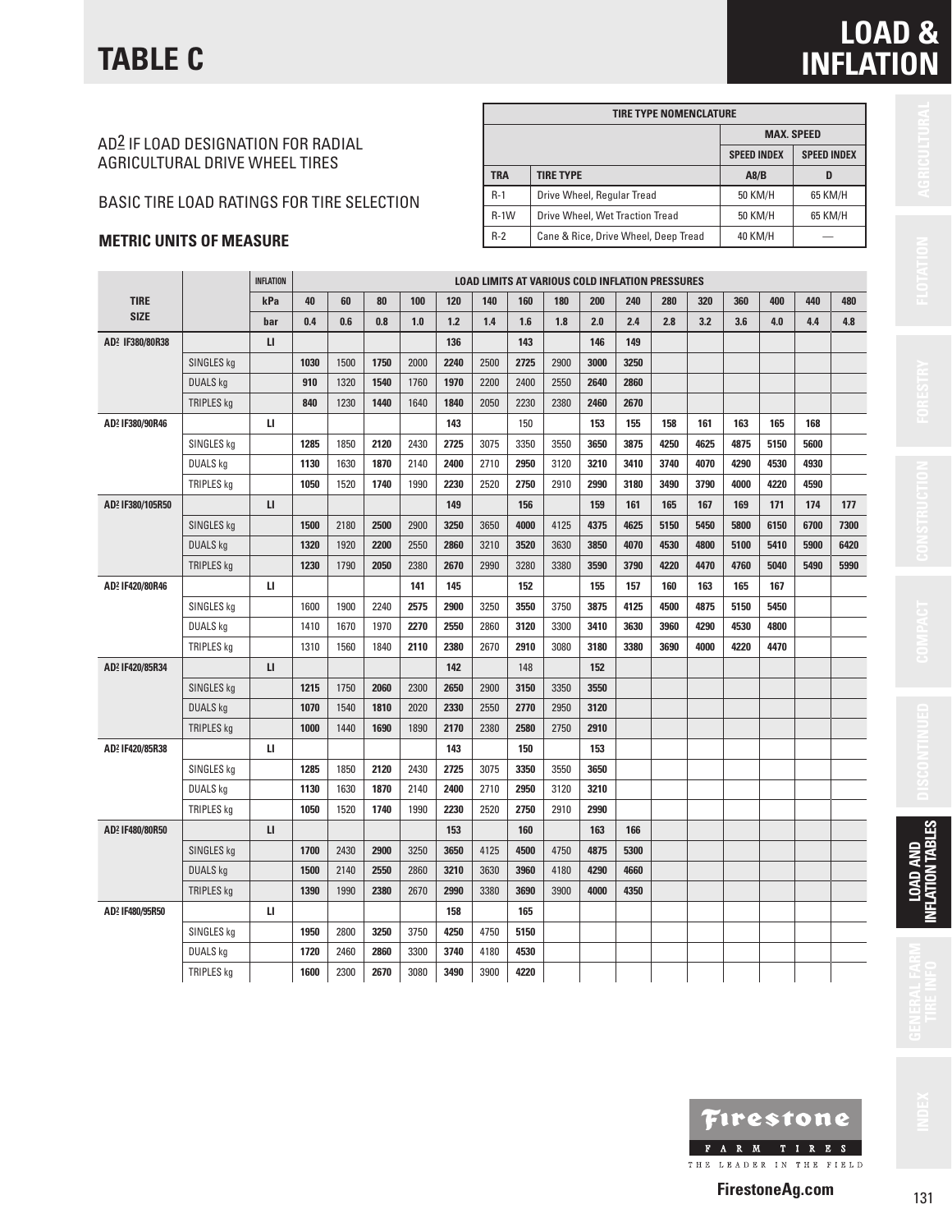# TABLE C

# LOAD & INFLATION

AD2 IF LOAD DESIGNATION FOR RADIAL AGRICULTURAL DRIVE WHEEL TIRES

BASIC TIRE LOAD RATINGS FOR TIRE SELECTION

**METRIC UNITS OF MEASURE**

| TIRE TYPE NOMENCLATURE | | | |
|---|---|---|---|
| | | MAX. SPEED | |
| | | SPEED INDEX | SPEED INDEX |
| TRA | TIRE TYPE | A8/B | D |
| R-1 | Drive Wheel, Regular Tread | 50 KM/H | 65 KM/H |
| R-1W | Drive Wheel, Wet Traction Tread | 50 KM/H | 65 KM/H |
| R-2 | Cane & Rice, Drive Wheel, Deep Tread | 40 KM/H | — |

| TIRE SIZE | | INFLATION | LOAD LIMITS AT VARIOUS COLD INFLATION PRESSURES | | | | | | | | | | | | | | | |
|---|---|---|---|---|---|---|---|---|---|---|---|---|---|---|---|---|---|---|
| | | kPa | 40 | 60 | 80 | 100 | 120 | 140 | 160 | 180 | 200 | 240 | 280 | 320 | 360 | 400 | 440 | 480 |
| | | bar | 0.4 | 0.6 | 0.8 | 1.0 | 1.2 | 1.4 | 1.6 | 1.8 | 2.0 | 2.4 | 2.8 | 3.2 | 3.6 | 4.0 | 4.4 | 4.8 |
| **AD2 IF380/80R38** | | LI | | | | | 136 | | 143 | | 146 | 149 | | | | | | |
| | SINGLES kg | | 1030 | 1500 | 1750 | 2000 | 2240 | 2500 | 2725 | 2900 | 3000 | 3250 | | | | | | |
| | DUALS kg | | 910 | 1320 | 1540 | 1760 | 1970 | 2200 | 2400 | 2550 | 2640 | 2860 | | | | | | |
| | TRIPLES kg | | 840 | 1230 | 1440 | 1640 | 1840 | 2050 | 2230 | 2380 | 2460 | 2670 | | | | | | |
| **AD2 IF380/90R46** | | LI | | | | | 143 | | 150 | | 153 | 155 | 158 | 161 | 163 | 165 | 168 | |
| | SINGLES kg | | 1285 | 1850 | 2120 | 2430 | 2725 | 3075 | 3350 | 3550 | 3650 | 3875 | 4250 | 4625 | 4875 | 5150 | 5600 | |
| | DUALS kg | | 1130 | 1630 | 1870 | 2140 | 2400 | 2710 | 2950 | 3120 | 3210 | 3410 | 3740 | 4070 | 4290 | 4530 | 4930 | |
| | TRIPLES kg | | 1050 | 1520 | 1740 | 1990 | 2230 | 2520 | 2750 | 2910 | 2990 | 3180 | 3490 | 3790 | 4000 | 4220 | 4590 | |
| **AD2 IF380/105R50** | | LI | | | | | 149 | | 156 | | 159 | 161 | 165 | 167 | 169 | 171 | 174 | 177 |
| | SINGLES kg | | 1500 | 2180 | 2500 | 2900 | 3250 | 3650 | 4000 | 4125 | 4375 | 4625 | 5150 | 5450 | 5800 | 6150 | 6700 | 7300 |
| | DUALS kg | | 1320 | 1920 | 2200 | 2550 | 2860 | 3210 | 3520 | 3630 | 3850 | 4070 | 4530 | 4800 | 5100 | 5410 | 5900 | 6420 |
| | TRIPLES kg | | 1230 | 1790 | 2050 | 2380 | 2670 | 2990 | 3280 | 3380 | 3590 | 3790 | 4220 | 4470 | 4760 | 5040 | 5490 | 5990 |
| **AD2 IF420/80R46** | | LI | | | | 141 | 145 | | 152 | | 155 | 157 | 160 | 163 | 165 | 167 | | |
| | SINGLES kg | | 1600 | 1900 | 2240 | 2575 | 2900 | 3250 | 3550 | 3750 | 3875 | 4125 | 4500 | 4875 | 5150 | 5450 | | |
| | DUALS kg | | 1410 | 1670 | 1970 | 2270 | 2550 | 2860 | 3120 | 3300 | 3410 | 3630 | 3960 | 4290 | 4530 | 4800 | | |
| | TRIPLES kg | | 1310 | 1560 | 1840 | 2110 | 2380 | 2670 | 2910 | 3080 | 3180 | 3380 | 3690 | 4000 | 4220 | 4470 | | |
| **AD2 IF420/85R34** | | LI | | | | | 142 | | 148 | | 152 | | | | | | | |
| | SINGLES kg | | 1215 | 1750 | 2060 | 2300 | 2650 | 2900 | 3150 | 3350 | 3550 | | | | | | | |
| | DUALS kg | | 1070 | 1540 | 1810 | 2020 | 2330 | 2550 | 2770 | 2950 | 3120 | | | | | | | |
| | TRIPLES kg | | 1000 | 1440 | 1690 | 1890 | 2170 | 2380 | 2580 | 2750 | 2910 | | | | | | | |
| **AD2 IF420/85R38** | | LI | | | | | 143 | | 150 | | 153 | | | | | | | |
| | SINGLES kg | | 1285 | 1850 | 2120 | 2430 | 2725 | 3075 | 3350 | 3550 | 3650 | | | | | | | |
| | DUALS kg | | 1130 | 1630 | 1870 | 2140 | 2400 | 2710 | 2950 | 3120 | 3210 | | | | | | | |
| | TRIPLES kg | | 1050 | 1520 | 1740 | 1990 | 2230 | 2520 | 2750 | 2910 | 2990 | | | | | | | |
| **AD2 IF480/80R50** | | LI | | | | | 153 | | 160 | | 163 | 166 | | | | | | |
| | SINGLES kg | | 1700 | 2430 | 2900 | 3250 | 3650 | 4125 | 4500 | 4750 | 4875 | 5300 | | | | | | |
| | DUALS kg | | 1500 | 2140 | 2550 | 2860 | 3210 | 3630 | 3960 | 4180 | 4290 | 4660 | | | | | | |
| | TRIPLES kg | | 1390 | 1990 | 2380 | 2670 | 2990 | 3380 | 3690 | 3900 | 4000 | 4350 | | | | | | |
| **AD2 IF480/95R50** | | LI | | | | | 158 | | 165 | | | | | | | | | |
| | SINGLES kg | | 1950 | 2800 | 3250 | 3750 | 4250 | 4750 | 5150 | | | | | | | | | |
| | DUALS kg | | 1720 | 2460 | 2860 | 3300 | 3740 | 4180 | 4530 | | | | | | | | | |
| | TRIPLES kg | | 1600 | 2300 | 2670 | 3080 | 3490 | 3900 | 4220 | | | | | | | | | |

Firestone FARM TIRES THE LEADER IN THE FIELD

FirestoneAg.com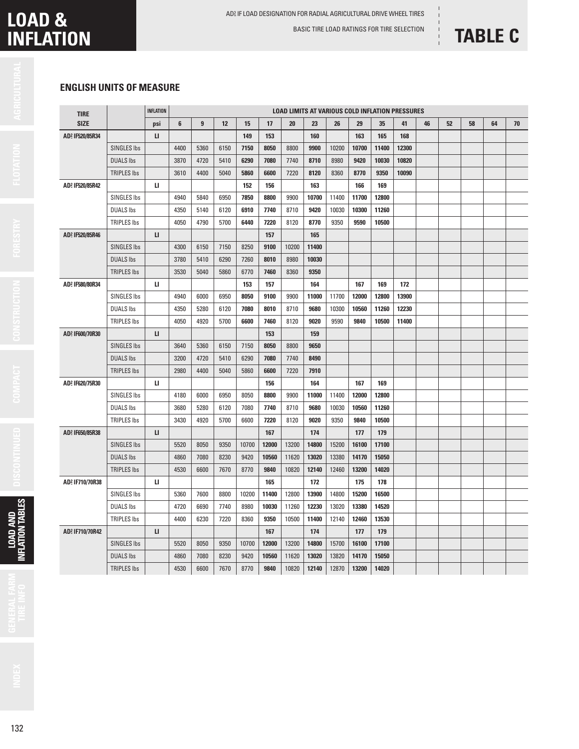# LOAD & INFLATION

AD² IF LOAD DESIGNATION FOR RADIAL AGRICULTURAL DRIVE WHEEL TIRES

BASIC TIRE LOAD RATINGS FOR TIRE SELECTION

# TABLE C

### ENGLISH UNITS OF MEASURE

| TIRE SIZE | | INFLATION | LOAD LIMITS AT VARIOUS COLD INFLATION PRESSURES | | | | | | | | | | | | | | | |
|---|---|---|---|---|---|---|---|---|---|---|---|---|---|---|---|---|---|---|
| | | psi | 6 | 9 | 12 | 15 | 17 | 20 | 23 | 26 | 29 | 35 | 41 | 46 | 52 | 58 | 64 | 70 |
| AD² IF520/85R34 | | LI | | | | **149** | **153** | | **160** | | **163** | **165** | **168** | | | | | |
| | SINGLES lbs | | 4400 | 5360 | 6150 | **7150** | **8050** | 8800 | **9900** | 10200 | **10700** | **11400** | **12300** | | | | | |
| | DUALS lbs | | 3870 | 4720 | 5410 | **6290** | **7080** | 7740 | **8710** | 8980 | **9420** | **10030** | **10820** | | | | | |
| | TRIPLES lbs | | 3610 | 4400 | 5040 | **5860** | **6600** | 7220 | **8120** | 8360 | **8770** | **9350** | **10090** | | | | | |
| AD² IF520/85R42 | | LI | | | | **152** | **156** | | **163** | | **166** | **169** | | | | | | |
| | SINGLES lbs | | 4940 | 5840 | 6950 | **7850** | **8800** | 9900 | **10700** | 11400 | **11700** | **12800** | | | | | | |
| | DUALS lbs | | 4350 | 5140 | 6120 | **6910** | **7740** | 8710 | **9420** | 10030 | **10300** | **11260** | | | | | | |
| | TRIPLES lbs | | 4050 | 4790 | 5700 | **6440** | **7220** | 8120 | **8770** | 9350 | **9590** | **10500** | | | | | | |
| AD² IF520/85R46 | | LI | | | | | **157** | | **165** | | | | | | | | | |
| | SINGLES lbs | | 4300 | 6150 | 7150 | 8250 | **9100** | 10200 | **11400** | | | | | | | | | |
| | DUALS lbs | | 3780 | 5410 | 6290 | 7260 | **8010** | 8980 | **10030** | | | | | | | | | |
| | TRIPLES lbs | | 3530 | 5040 | 5860 | 6770 | **7460** | 8360 | **9350** | | | | | | | | | |
| AD² IF580/80R34 | | LI | | | | **153** | **157** | | **164** | | **167** | **169** | **172** | | | | | |
| | SINGLES lbs | | 4940 | 6000 | 6950 | **8050** | **9100** | 9900 | **11000** | 11700 | **12000** | **12800** | **13900** | | | | | |
| | DUALS lbs | | 4350 | 5280 | 6120 | **7080** | **8010** | 8710 | **9680** | 10300 | **10560** | **11260** | **12230** | | | | | |
| | TRIPLES lbs | | 4050 | 4920 | 5700 | **6600** | **7460** | 8120 | **9020** | 9590 | **9840** | **10500** | **11400** | | | | | |
| AD² IF600/70R30 | | LI | | | | | **153** | | **159** | | | | | | | | | |
| | SINGLES lbs | | 3640 | 5360 | 6150 | 7150 | **8050** | 8800 | **9650** | | | | | | | | | |
| | DUALS lbs | | 3200 | 4720 | 5410 | 6290 | **7080** | 7740 | **8490** | | | | | | | | | |
| | TRIPLES lbs | | 2980 | 4400 | 5040 | 5860 | **6600** | 7220 | **7910** | | | | | | | | | |
| AD² IF620/75R30 | | LI | | | | | **156** | | **164** | | **167** | **169** | | | | | | |
| | SINGLES lbs | | 4180 | 6000 | 6950 | 8050 | **8800** | 9900 | **11000** | 11400 | **12000** | **12800** | | | | | | |
| | DUALS lbs | | 3680 | 5280 | 6120 | 7080 | **7740** | 8710 | **9680** | 10030 | **10560** | **11260** | | | | | | |
| | TRIPLES lbs | | 3430 | 4920 | 5700 | 6600 | **7220** | 8120 | **9020** | 9350 | **9840** | **10500** | | | | | | |
| AD² IF650/85R38 | | LI | | | | | **167** | | **174** | | **177** | **179** | | | | | | |
| | SINGLES lbs | | 5520 | 8050 | 9350 | 10700 | **12000** | 13200 | **14800** | 15200 | **16100** | **17100** | | | | | | |
| | DUALS lbs | | 4860 | 7080 | 8230 | 9420 | **10560** | 11620 | **13020** | 13380 | **14170** | **15050** | | | | | | |
| | TRIPLES lbs | | 4530 | 6600 | 7670 | 8770 | **9840** | 10820 | **12140** | 12460 | **13200** | **14020** | | | | | | |
| AD² IF710/70R38 | | LI | | | | | **165** | | **172** | | **175** | **178** | | | | | | |
| | SINGLES lbs | | 5360 | 7600 | 8800 | 10200 | **11400** | 12800 | **13900** | 14800 | **15200** | **16500** | | | | | | |
| | DUALS lbs | | 4720 | 6690 | 7740 | 8980 | **10030** | 11260 | **12230** | 13020 | **13380** | **14520** | | | | | | |
| | TRIPLES lbs | | 4400 | 6230 | 7220 | 8360 | **9350** | 10500 | **11400** | 12140 | **12460** | **13530** | | | | | | |
| AD² IF710/70R42 | | LI | | | | | **167** | | **174** | | **177** | **179** | | | | | | |
| | SINGLES lbs | | 5520 | 8050 | 9350 | 10700 | **12000** | 13200 | **14800** | 15700 | **16100** | **17100** | | | | | | |
| | DUALS lbs | | 4860 | 7080 | 8230 | 9420 | **10560** | 11620 | **13020** | 13820 | **14170** | **15050** | | | | | | |
| | TRIPLES lbs | | 4530 | 6600 | 7670 | 8770 | **9840** | 10820 | **12140** | 12870 | **13200** | **14020** | | | | | | |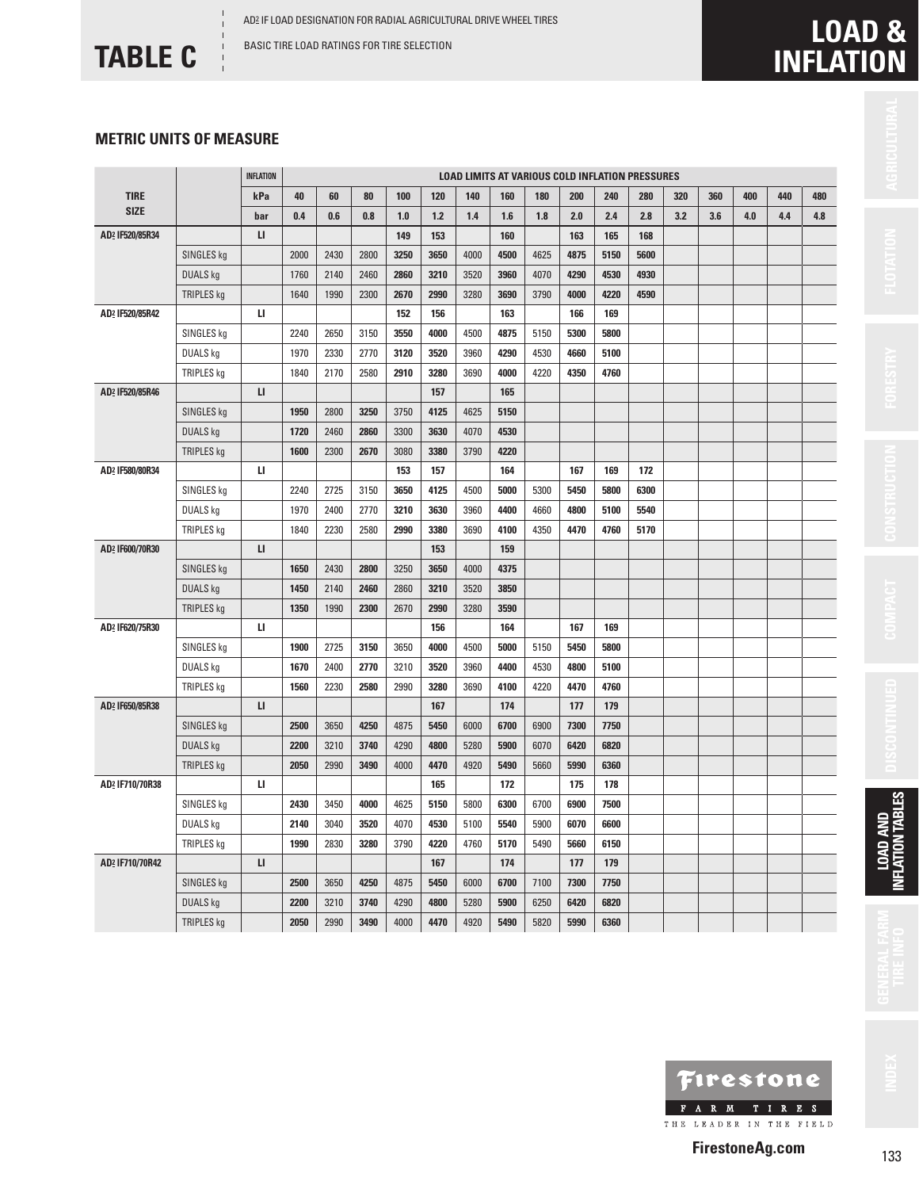# TABLE C

AD² IF LOAD DESIGNATION FOR RADIAL AGRICULTURAL DRIVE WHEEL TIRES

BASIC TIRE LOAD RATINGS FOR TIRE SELECTION

# LOAD & INFLATION

## METRIC UNITS OF MEASURE

| TIRE SIZE | | INFLATION | LOAD LIMITS AT VARIOUS COLD INFLATION PRESSURES | | | | | | | | | | | | | | | |
|---|---|---|---|---|---|---|---|---|---|---|---|---|---|---|---|---|---|---|
| | | kPa | 40 | 60 | 80 | 100 | 120 | 140 | 160 | 180 | 200 | 240 | 280 | 320 | 360 | 400 | 440 | 480 |
| | | bar | 0.4 | 0.6 | 0.8 | 1.0 | 1.2 | 1.4 | 1.6 | 1.8 | 2.0 | 2.4 | 2.8 | 3.2 | 3.6 | 4.0 | 4.4 | 4.8 |
| AD² IF520/85R34 | | LI | | | | 149 | 153 | | 160 | | 163 | 165 | 168 | | | | | |
| | SINGLES kg | | 2000 | 2430 | 2800 | 3250 | 3650 | 4000 | 4500 | 4625 | 4875 | 5150 | 5600 | | | | | |
| | DUALS kg | | 1760 | 2140 | 2460 | 2860 | 3210 | 3520 | 3960 | 4070 | 4290 | 4530 | 4930 | | | | | |
| | TRIPLES kg | | 1640 | 1990 | 2300 | 2670 | 2990 | 3280 | 3690 | 3790 | 4000 | 4220 | 4590 | | | | | |
| AD² IF520/85R42 | | LI | | | | 152 | 156 | | 163 | | 166 | 169 | | | | | | |
| | SINGLES kg | | 2240 | 2650 | 3150 | 3550 | 4000 | 4500 | 4875 | 5150 | 5300 | 5800 | | | | | | |
| | DUALS kg | | 1970 | 2330 | 2770 | 3120 | 3520 | 3960 | 4290 | 4530 | 4660 | 5100 | | | | | | |
| | TRIPLES kg | | 1840 | 2170 | 2580 | 2910 | 3280 | 3690 | 4000 | 4220 | 4350 | 4760 | | | | | | |
| AD² IF520/85R46 | | LI | | | | | 157 | | 165 | | | | | | | | | |
| | SINGLES kg | | 1950 | 2800 | 3250 | 3750 | 4125 | 4625 | 5150 | | | | | | | | | |
| | DUALS kg | | 1720 | 2460 | 2860 | 3300 | 3630 | 4070 | 4530 | | | | | | | | | |
| | TRIPLES kg | | 1600 | 2300 | 2670 | 3080 | 3380 | 3790 | 4220 | | | | | | | | | |
| AD² IF580/80R34 | | LI | | | | 153 | 157 | | 164 | | 167 | 169 | 172 | | | | | |
| | SINGLES kg | | 2240 | 2725 | 3150 | 3650 | 4125 | 4500 | 5000 | 5300 | 5450 | 5800 | 6300 | | | | | |
| | DUALS kg | | 1970 | 2400 | 2770 | 3210 | 3630 | 3960 | 4400 | 4660 | 4800 | 5100 | 5540 | | | | | |
| | TRIPLES kg | | 1840 | 2230 | 2580 | 2990 | 3380 | 3690 | 4100 | 4350 | 4470 | 4760 | 5170 | | | | | |
| AD² IF600/70R30 | | LI | | | | | 153 | | 159 | | | | | | | | | |
| | SINGLES kg | | 1650 | 2430 | 2800 | 3250 | 3650 | 4000 | 4375 | | | | | | | | | |
| | DUALS kg | | 1450 | 2140 | 2460 | 2860 | 3210 | 3520 | 3850 | | | | | | | | | |
| | TRIPLES kg | | 1350 | 1990 | 2300 | 2670 | 2990 | 3280 | 3590 | | | | | | | | | |
| AD² IF620/75R30 | | LI | | | | | 156 | | 164 | | 167 | 169 | | | | | | |
| | SINGLES kg | | 1900 | 2725 | 3150 | 3650 | 4000 | 4500 | 5000 | 5150 | 5450 | 5800 | | | | | | |
| | DUALS kg | | 1670 | 2400 | 2770 | 3210 | 3520 | 3960 | 4400 | 4530 | 4800 | 5100 | | | | | | |
| | TRIPLES kg | | 1560 | 2230 | 2580 | 2990 | 3280 | 3690 | 4100 | 4220 | 4470 | 4760 | | | | | | |
| AD² IF650/85R38 | | LI | | | | | 167 | | 174 | | 177 | 179 | | | | | | |
| | SINGLES kg | | 2500 | 3650 | 4250 | 4875 | 5450 | 6000 | 6700 | 6900 | 7300 | 7750 | | | | | | |
| | DUALS kg | | 2200 | 3210 | 3740 | 4290 | 4800 | 5280 | 5900 | 6070 | 6420 | 6820 | | | | | | |
| | TRIPLES kg | | 2050 | 2990 | 3490 | 4000 | 4470 | 4920 | 5490 | 5660 | 5990 | 6360 | | | | | | |
| AD² IF710/70R38 | | LI | | | | | 165 | | 172 | | 175 | 178 | | | | | | |
| | SINGLES kg | | 2430 | 3450 | 4000 | 4625 | 5150 | 5800 | 6300 | 6700 | 6900 | 7500 | | | | | | |
| | DUALS kg | | 2140 | 3040 | 3520 | 4070 | 4530 | 5100 | 5540 | 5900 | 6070 | 6600 | | | | | | |
| | TRIPLES kg | | 1990 | 2830 | 3280 | 3790 | 4220 | 4760 | 5170 | 5490 | 5660 | 6150 | | | | | | |
| AD² IF710/70R42 | | LI | | | | | 167 | | 174 | | 177 | 179 | | | | | | |
| | SINGLES kg | | 2500 | 3650 | 4250 | 4875 | 5450 | 6000 | 6700 | 7100 | 7300 | 7750 | | | | | | |
| | DUALS kg | | 2200 | 3210 | 3740 | 4290 | 4800 | 5280 | 5900 | 6250 | 6420 | 6820 | | | | | | |
| | TRIPLES kg | | 2050 | 2990 | 3490 | 4000 | 4470 | 4920 | 5490 | 5820 | 5990 | 6360 | | | | | | |

Firestone FARM TIRES THE LEADER IN THE FIELD

FirestoneAg.com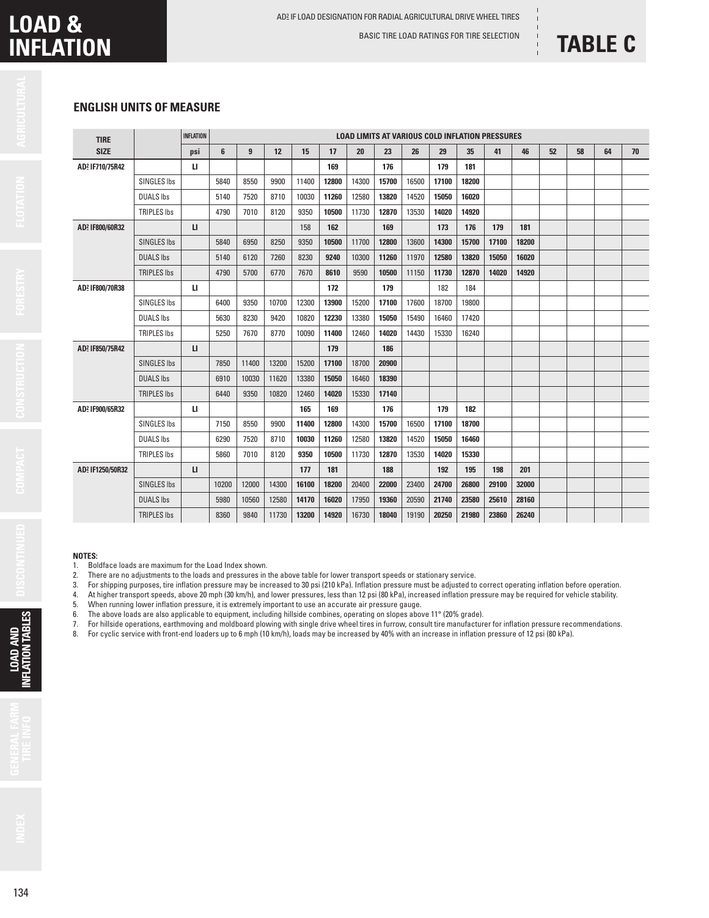# LOAD & INFLATION

AD$^2$ IF LOAD DESIGNATION FOR RADIAL AGRICULTURAL DRIVE WHEEL TIRES

BASIC TIRE LOAD RATINGS FOR TIRE SELECTION

# TABLE C

### ENGLISH UNITS OF MEASURE

| TIRE SIZE | | INFLATION psi | LOAD LIMITS AT VARIOUS COLD INFLATION PRESSURES 6 | 9 | 12 | 15 | 17 | 20 | 23 | 26 | 29 | 35 | 41 | 46 | 52 | 58 | 64 | 70 |
|---|---|---|---|---|---|---|---|---|---|---|---|---|---|---|---|---|---|---|
| AD$^2$ IF710/75R42 | | LI | | | | | **169** | | **176** | | **179** | **181** | | | | | | |
| | SINGLES lbs | | 5840 | 8550 | 9900 | 11400 | **12800** | 14300 | **15700** | 16500 | **17100** | **18200** | | | | | | |
| | DUALS lbs | | 5140 | 7520 | 8710 | 10030 | **11260** | 12580 | **13820** | 14520 | **15050** | **16020** | | | | | | |
| | TRIPLES lbs | | 4790 | 7010 | 8120 | 9350 | **10500** | 11730 | **12870** | 13530 | **14020** | **14920** | | | | | | |
| AD$^2$ IF800/60R32 | | LI | | | | 158 | **162** | | **169** | | **173** | **176** | **179** | **181** | | | | |
| | SINGLES lbs | | 5840 | 6950 | 8250 | 9350 | **10500** | 11700 | **12800** | 13600 | **14300** | **15700** | **17100** | **18200** | | | | |
| | DUALS lbs | | 5140 | 6120 | 7260 | 8230 | **9240** | 10300 | **11260** | 11970 | **12580** | **13820** | **15050** | **16020** | | | | |
| | TRIPLES lbs | | 4790 | 5700 | 6770 | 7670 | **8610** | 9590 | **10500** | 11150 | **11730** | **12870** | **14020** | **14920** | | | | |
| AD$^2$ IF800/70R38 | | LI | | | | | **172** | | **179** | | 182 | 184 | | | | | | |
| | SINGLES lbs | | 6400 | 9350 | 10700 | 12300 | **13900** | 15200 | **17100** | 17600 | 18700 | 19800 | | | | | | |
| | DUALS lbs | | 5630 | 8230 | 9420 | 10820 | **12230** | 13380 | **15050** | 15490 | 16460 | 17420 | | | | | | |
| | TRIPLES lbs | | 5250 | 7670 | 8770 | 10090 | **11400** | 12460 | **14020** | 14430 | 15330 | 16240 | | | | | | |
| AD$^2$ IF850/75R42 | | LI | | | | | **179** | | **186** | | | | | | | | | |
| | SINGLES lbs | | 7850 | 11400 | 13200 | 15200 | **17100** | 18700 | **20900** | | | | | | | | | |
| | DUALS lbs | | 6910 | 10030 | 11620 | 13380 | **15050** | 16460 | **18390** | | | | | | | | | |
| | TRIPLES lbs | | 6440 | 9350 | 10820 | 12460 | **14020** | 15330 | **17140** | | | | | | | | | |
| AD$^2$ IF900/65R32 | | LI | | | | **165** | **169** | | **176** | | **179** | **182** | | | | | | |
| | SINGLES lbs | | 7150 | 8550 | 9900 | **11400** | **12800** | 14300 | **15700** | 16500 | **17100** | **18700** | | | | | | |
| | DUALS lbs | | 6290 | 7520 | 8710 | **10030** | **11260** | 12580 | **13820** | 14520 | **15050** | **16460** | | | | | | |
| | TRIPLES lbs | | 5860 | 7010 | 8120 | **9350** | **10500** | 11730 | **12870** | 13530 | **14020** | **15330** | | | | | | |
| AD$^2$ IF1250/50R32 | | LI | | | | **177** | **181** | | **188** | | **192** | **195** | **198** | **201** | | | | |
| | SINGLES lbs | | 10200 | 12000 | 14300 | **16100** | **18200** | 20400 | **22000** | 23400 | **24700** | **26800** | **29100** | **32000** | | | | |
| | DUALS lbs | | 5980 | 10560 | 12580 | **14170** | **16020** | 17950 | **19360** | 20590 | **21740** | **23580** | **25610** | **28160** | | | | |
| | TRIPLES lbs | | 8360 | 9840 | 11730 | **13200** | **14920** | 16730 | **18040** | 19190 | **20250** | **21980** | **23860** | **26240** | | | | |

**NOTES:**

1. Boldface loads are maximum for the Load Index shown.
2. There are no adjustments to the loads and pressures in the above table for lower transport speeds or stationary service.
3. For shipping purposes, tire inflation pressure may be increased to 30 psi (210 kPa). Inflation pressure must be adjusted to correct operating inflation before operation.
4. At higher transport speeds, above 20 mph (30 km/h), and lower pressures, less than 12 psi (80 kPa), increased inflation pressure may be required for vehicle stability.
5. When running lower inflation pressure, it is extremely important to use an accurate air pressure gauge.
6. The above loads are also applicable to equipment, including hillside combines, operating on slopes above 11° (20% grade).
7. For hillside operations, earthmoving and moldboard plowing with single drive wheel tires in furrow, consult tire manufacturer for inflation pressure recommendations.
8. For cyclic service with front-end loaders up to 6 mph (10 km/h), loads may be increased by 40% with an increase in inflation pressure of 12 psi (80 kPa).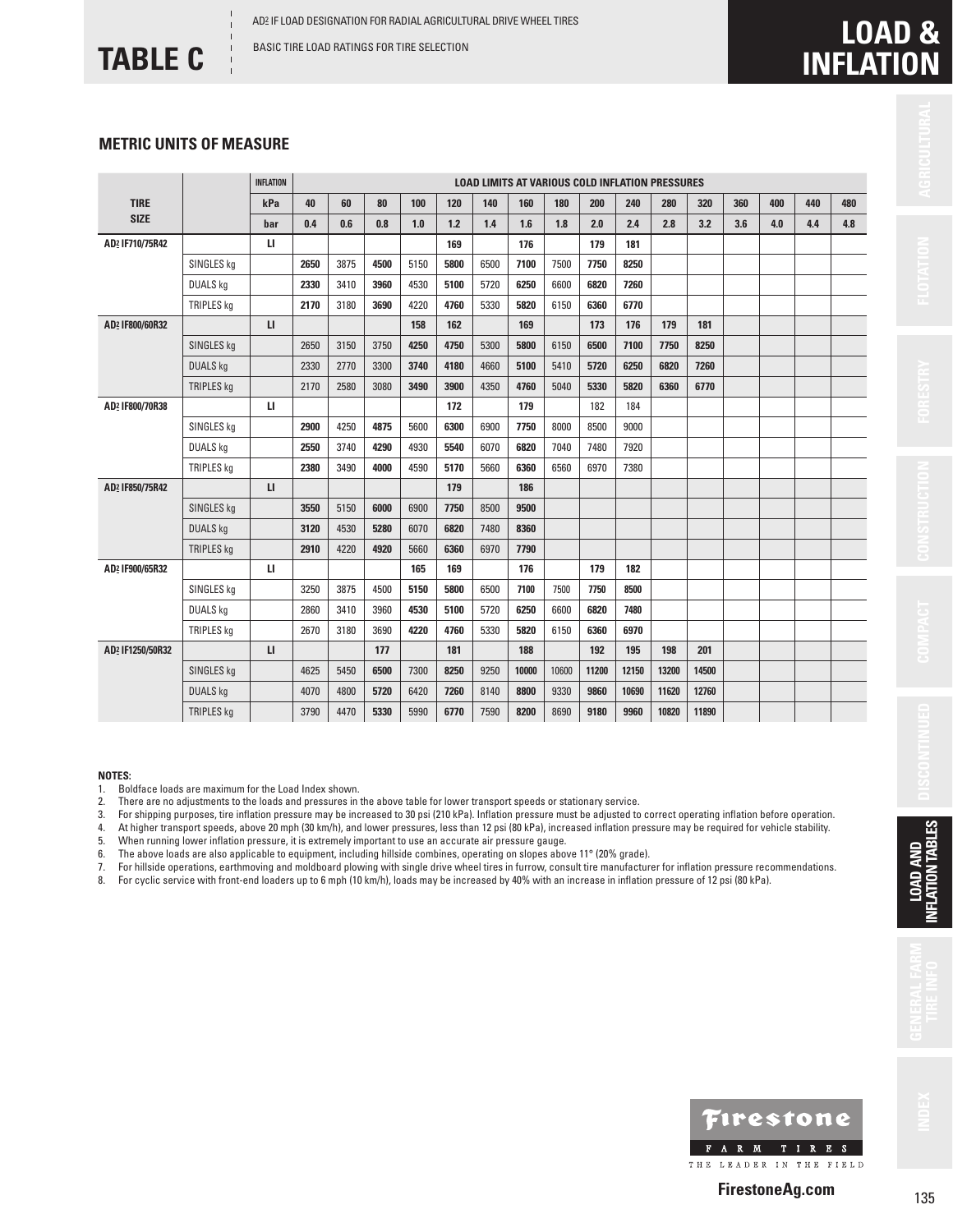# TABLE C

AD² IF LOAD DESIGNATION FOR RADIAL AGRICULTURAL DRIVE WHEEL TIRES

BASIC TIRE LOAD RATINGS FOR TIRE SELECTION

# LOAD & INFLATION

### METRIC UNITS OF MEASURE

| TIRE SIZE | | INFLATION | LOAD LIMITS AT VARIOUS COLD INFLATION PRESSURES | | | | | | | | | | | | | | | |
|---|---|---|---|---|---|---|---|---|---|---|---|---|---|---|---|---|---|---|
| | | kPa | 40 | 60 | 80 | 100 | 120 | 140 | 160 | 180 | 200 | 240 | 280 | 320 | 360 | 400 | 440 | 480 |
| | | bar | 0.4 | 0.6 | 0.8 | 1.0 | 1.2 | 1.4 | 1.6 | 1.8 | 2.0 | 2.4 | 2.8 | 3.2 | 3.6 | 4.0 | 4.4 | 4.8 |
| AD² IF710/75R42 | | LI | | | | | **169** | | **176** | | **179** | **181** | | | | | | |
| | SINGLES kg | | **2650** | 3875 | **4500** | 5150 | **5800** | 6500 | **7100** | 7500 | **7750** | **8250** | | | | | | |
| | DUALS kg | | **2330** | 3410 | **3960** | 4530 | **5100** | 5720 | **6250** | 6600 | **6820** | **7260** | | | | | | |
| | TRIPLES kg | | **2170** | 3180 | **3690** | 4220 | **4760** | 5330 | **5820** | 6150 | **6360** | **6770** | | | | | | |
| AD² IF800/60R32 | | LI | | | | **158** | **162** | | **169** | | **173** | **176** | **179** | **181** | | | | |
| | SINGLES kg | | 2650 | 3150 | 3750 | **4250** | **4750** | 5300 | **5800** | 6150 | **6500** | **7100** | **7750** | **8250** | | | | |
| | DUALS kg | | 2330 | 2770 | 3300 | **3740** | **4180** | 4660 | **5100** | 5410 | **5720** | **6250** | **6820** | **7260** | | | | |
| | TRIPLES kg | | 2170 | 2580 | 3080 | **3490** | **3900** | 4350 | **4760** | 5040 | **5330** | **5820** | **6360** | **6770** | | | | |
| AD² IF800/70R38 | | LI | | | | | **172** | | **179** | | 182 | 184 | | | | | | |
| | SINGLES kg | | **2900** | 4250 | **4875** | 5600 | **6300** | 6900 | **7750** | 8000 | 8500 | 9000 | | | | | | |
| | DUALS kg | | **2550** | 3740 | **4290** | 4930 | **5540** | 6070 | **6820** | 7040 | 7480 | 7920 | | | | | | |
| | TRIPLES kg | | **2380** | 3490 | **4000** | 4590 | **5170** | 5660 | **6360** | 6560 | 6970 | 7380 | | | | | | |
| AD² IF850/75R42 | | LI | | | | | **179** | | **186** | | | | | | | | | |
| | SINGLES kg | | **3550** | 5150 | **6000** | 6900 | **7750** | 8500 | **9500** | | | | | | | | | |
| | DUALS kg | | **3120** | 4530 | **5280** | 6070 | **6820** | 7480 | **8360** | | | | | | | | | |
| | TRIPLES kg | | **2910** | 4220 | **4920** | 5660 | **6360** | 6970 | **7790** | | | | | | | | | |
| AD² IF900/65R32 | | LI | | | | **165** | **169** | | **176** | | **179** | **182** | | | | | | |
| | SINGLES kg | | 3250 | 3875 | 4500 | **5150** | **5800** | 6500 | **7100** | 7500 | **7750** | **8500** | | | | | | |
| | DUALS kg | | 2860 | 3410 | 3960 | **4530** | **5100** | 5720 | **6250** | 6600 | **6820** | **7480** | | | | | | |
| | TRIPLES kg | | 2670 | 3180 | 3690 | **4220** | **4760** | 5330 | **5820** | 6150 | **6360** | **6970** | | | | | | |
| AD² IF1250/50R32 | | LI | | | **177** | | **181** | | **188** | | **192** | **195** | **198** | **201** | | | | |
| | SINGLES kg | | 4625 | 5450 | **6500** | 7300 | **8250** | 9250 | **10000** | 10600 | **11200** | **12150** | **13200** | **14500** | | | | |
| | DUALS kg | | 4070 | 4800 | **5720** | 6420 | **7260** | 8140 | **8800** | 9330 | **9860** | **10690** | **11620** | **12760** | | | | |
| | TRIPLES kg | | 3790 | 4470 | **5330** | 5990 | **6770** | 7590 | **8200** | 8690 | **9180** | **9960** | **10820** | **11890** | | | | |

**NOTES:**

1. Boldface loads are maximum for the Load Index shown.
2. There are no adjustments to the loads and pressures in the above table for lower transport speeds or stationary service.
3. For shipping purposes, tire inflation pressure may be increased to 30 psi (210 kPa). Inflation pressure must be adjusted to correct operating inflation before operation.
4. At higher transport speeds, above 20 mph (30 km/h), and lower pressures, less than 12 psi (80 kPa), increased inflation pressure may be required for vehicle stability.
5. When running lower inflation pressure, it is extremely important to use an accurate air pressure gauge.
6. The above loads are also applicable to equipment, including hillside combines, operating on slopes above 11° (20% grade).
7. For hillside operations, earthmoving and moldboard plowing with single drive wheel tires in furrow, consult tire manufacturer for inflation pressure recommendations.
8. For cyclic service with front-end loaders up to 6 mph (10 km/h), loads may be increased by 40% with an increase in inflation pressure of 12 psi (80 kPa).

Firestone FARM TIRES
THE LEADER IN THE FIELD

FirestoneAg.com